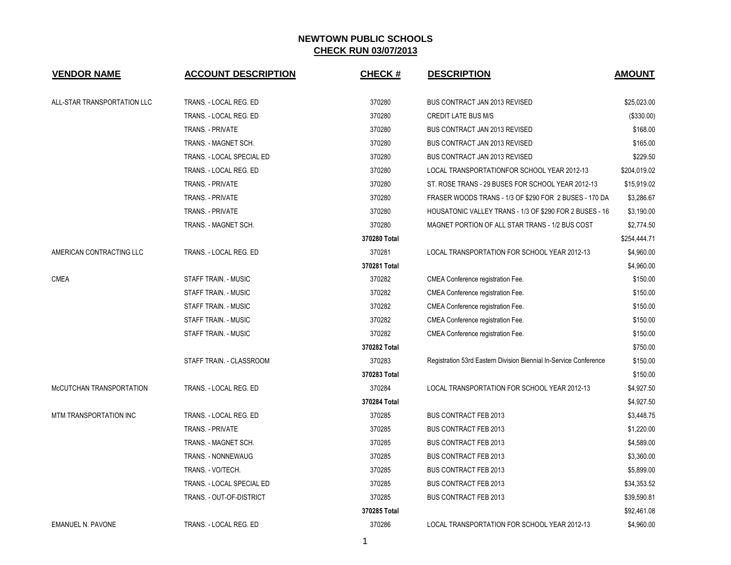# NEWTOWN PUBLIC SCHOOLS

## CHECK RUN 03/07/2013

| VENDOR NAME | ACCOUNT DESCRIPTION | CHECK # | DESCRIPTION | AMOUNT |
|---|---|---|---|---|
| ALL-STAR TRANSPORTATION LLC | TRANS. - LOCAL REG. ED | 370280 | BUS CONTRACT JAN 2013 REVISED | $25,023.00 |
| | TRANS. - LOCAL REG. ED | 370280 | CREDIT LATE BUS M/S | ($330.00) |
| | TRANS. - PRIVATE | 370280 | BUS CONTRACT JAN 2013 REVISED | $168.00 |
| | TRANS. - MAGNET SCH. | 370280 | BUS CONTRACT JAN 2013 REVISED | $165.00 |
| | TRANS. - LOCAL SPECIAL ED | 370280 | BUS CONTRACT JAN 2013 REVISED | $229.50 |
| | TRANS. - LOCAL REG. ED | 370280 | LOCAL TRANSPORTATIONFOR SCHOOL YEAR 2012-13 | $204,019.02 |
| | TRANS. - PRIVATE | 370280 | ST. ROSE TRANS - 29 BUSES FOR SCHOOL YEAR 2012-13 | $15,919.02 |
| | TRANS. - PRIVATE | 370280 | FRASER WOODS TRANS - 1/3 OF $290 FOR 2 BUSES - 170 DA | $3,286.67 |
| | TRANS. - PRIVATE | 370280 | HOUSATONIC VALLEY TRANS - 1/3 OF $290 FOR 2 BUSES - 16 | $3,190.00 |
| | TRANS. - MAGNET SCH. | 370280 | MAGNET PORTION OF ALL STAR TRANS - 1/2 BUS COST | $2,774.50 |
| | | **370280 Total** | | $254,444.71 |
| AMERICAN CONTRACTING LLC | TRANS. - LOCAL REG. ED | 370281 | LOCAL TRANSPORTATION FOR SCHOOL YEAR 2012-13 | $4,960.00 |
| | | **370281 Total** | | $4,960.00 |
| CMEA | STAFF TRAIN. - MUSIC | 370282 | CMEA Conference registration Fee. | $150.00 |
| | STAFF TRAIN. - MUSIC | 370282 | CMEA Conference registration Fee. | $150.00 |
| | STAFF TRAIN. - MUSIC | 370282 | CMEA Conference registration Fee. | $150.00 |
| | STAFF TRAIN. - MUSIC | 370282 | CMEA Conference registration Fee. | $150.00 |
| | STAFF TRAIN. - MUSIC | 370282 | CMEA Conference registration Fee. | $150.00 |
| | | **370282 Total** | | $750.00 |
| | STAFF TRAIN. - CLASSROOM | 370283 | Registration 53rd Eastern Division Biennial In-Service Conference | $150.00 |
| | | **370283 Total** | | $150.00 |
| McCUTCHAN TRANSPORTATION | TRANS. - LOCAL REG. ED | 370284 | LOCAL TRANSPORTATION FOR SCHOOL YEAR 2012-13 | $4,927.50 |
| | | **370284 Total** | | $4,927.50 |
| MTM TRANSPORTATION INC | TRANS. - LOCAL REG. ED | 370285 | BUS CONTRACT FEB 2013 | $3,448.75 |
| | TRANS. - PRIVATE | 370285 | BUS CONTRACT FEB 2013 | $1,220.00 |
| | TRANS. - MAGNET SCH. | 370285 | BUS CONTRACT FEB 2013 | $4,589.00 |
| | TRANS. - NONNEWAUG | 370285 | BUS CONTRACT FEB 2013 | $3,360.00 |
| | TRANS. - VO/TECH. | 370285 | BUS CONTRACT FEB 2013 | $5,899.00 |
| | TRANS. - LOCAL SPECIAL ED | 370285 | BUS CONTRACT FEB 2013 | $34,353.52 |
| | TRANS. - OUT-OF-DISTRICT | 370285 | BUS CONTRACT FEB 2013 | $39,590.81 |
| | | **370285 Total** | | $92,461.08 |
| EMANUEL N. PAVONE | TRANS. - LOCAL REG. ED | 370286 | LOCAL TRANSPORTATION FOR SCHOOL YEAR 2012-13 | $4,960.00 |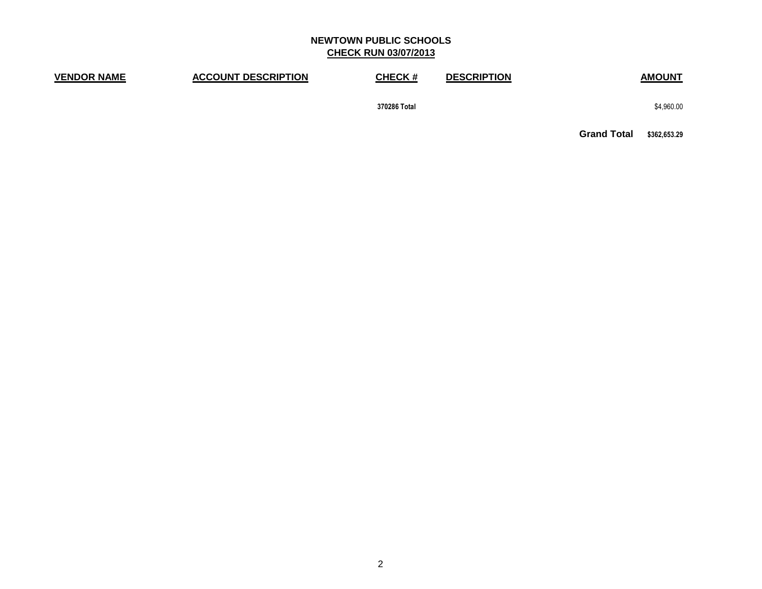**NEWTOWN PUBLIC SCHOOLS**
**CHECK RUN 03/07/2013**

| VENDOR NAME | ACCOUNT DESCRIPTION | CHECK # | DESCRIPTION | | AMOUNT |
|---|---|---|---|---|---|
| | | **370286 Total** | | | $4,960.00 |
| | | | | **Grand Total** | **$362,653.29** |